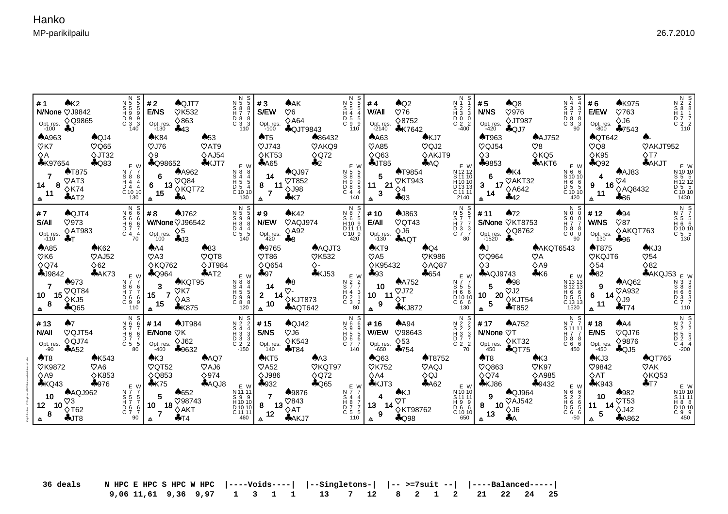# Hanko

MP-parikilpailu

26.7.2010

## # 1 — N/None — Opt. res. -100

- **N:** ♠K2 ♡J9842 ♢Q9865 ♣J
- **W:** ♠A963 ♡K7 ♢A ♣K97654
- **E:** ♠QJ4 ♡Q65 ♢JT32 ♣Q83
- **S:** ♠T875 ♡AT3 ♢K74 ♣AT2

HCP: N 7, E 8, S 11, W 14

| | N | S | E | W |
|---|---|---|---|---|
| N | 5 | 5 | 7 | 7 |
| S | 5 | 5 | 8 | 8 |
| H | 9 | 9 | 4 | 4 |
| D | 9 | 9 | 4 | 4 |
| C | 3 | 3 | 10 | 10 |
| | 140 | | 130 | |

## # 2 — E/NS — Opt. res. -130

- **N:** ♠QJT7 ♡K532 ♢863 ♣43
- **W:** ♠K84 ♡J76 ♢9 ♣Q98652
- **E:** ♠53 ♡AT9 ♢AJ54 ♣KJT7
- **S:** ♠A962 ♡Q84 ♢KQT72 ♣A

HCP: N 6, E 13, S 15, W 6

| | N | S | E | W |
|---|---|---|---|---|
| N | 5 | 5 | 8 | 8 |
| S | 8 | 8 | 4 | 4 |
| H | 7 | 7 | 5 | 5 |
| D | 8 | 8 | 5 | 4 |
| C | 3 | 3 | 10 | 10 |
| | 110 | | 130 | |

## # 3 — S/EW — Opt. res. -100

- **N:** ♠AK ♡6 ♢A64 ♣QJT9843
- **W:** ♠T5 ♡J743 ♢KT53 ♣A65
- **E:** ♠86432 ♡AKQ9 ♢Q72 ♣2
- **S:** ♠QJ97 ♡T852 ♢J98 ♣K7

HCP: N 14, E 11, S 7, W 8

| | N | S | E | W |
|---|---|---|---|---|
| N | 5 | 5 | 5 | 5 |
| S | 5 | 5 | 8 | 8 |
| H | 4 | 4 | 9 | 9 |
| D | 5 | 5 | 8 | 8 |
| C | 9 | 9 | 4 | 4 |
| | 110 | | 140 | |

## # 4 — W/All — Opt. res. -2140

- **N:** ♠Q2 ♡76 ♢8752 ♣K7642
- **W:** ♠A63 ♡A85 ♢Q63 ♣JT85
- **E:** ♠KJ7 ♡QJ2 ♢AKJT9 ♣AQ
- **S:** ♠T9854 ♡KT943 ♢4 ♣93

HCP: N 5, E 21, S 3, W 11

| | N | S | E | W |
|---|---|---|---|---|
| N | 1 | 1 | 12 | 12 |
| S | 2 | 2 | 11 | 10 |
| H | 3 | 3 | 10 | 10 |
| D | 0 | 0 | 13 | 13 |
| C | 2 | 2 | 11 | 11 |
| | -400 | | 2140 | |

## # 5 — N/NS — Opt. res. -420

- **N:** ♠Q8 ♡976 ♢JT987 ♣QJ7
- **W:** ♠T963 ♡QJ54 ♢3 ♣9853
- **E:** ♠AJ752 ♡8 ♢KQ5 ♣AKT6
- **S:** ♠K4 ♡AKT32 ♢A642 ♣42

HCP: N 6, E 17, S 14, W 3

| | N | S | E | W |
|---|---|---|---|---|
| N | 4 | 4 | 6 | 6 |
| S | 3 | 3 | 10 | 10 |
| H | 7 | 7 | 6 | 6 |
| D | 8 | 8 | 5 | 5 |
| C | 3 | 3 | 10 | 10 |
| | 90 | | 420 | |

## # 6 — E/EW — Opt. res. -800

- **N:** ♠K975 ♡763 ♢J6 ♣7543
- **W:** ♠QT642 ♡Q8 ♢K95 ♣Q92
- **E:** ♠- ♡AKJT952 ♢T7 ♣AKJT
- **S:** ♠AJ83 ♡4 ♢AQ8432 ♣86

HCP: N 4, E 16, S 11, W 9

| | N | S | E | W |
|---|---|---|---|---|
| N | 2 | 2 | 10 | 10 |
| S | 8 | 8 | 5 | 5 |
| H | 1 | 1 | 12 | 12 |
| D | 7 | 7 | 5 | 5 |
| C | 2 | 2 | 10 | 10 |
| | 110 | | 1430 | |

## # 7 — S/All — Opt. res. -110

- **N:** ♠QJT4 ♡973 ♢AT983 ♣T
- **W:** ♠A85 ♡K6 ♢Q74 ♣J9842
- **E:** ♠K62 ♡AJ52 ♢62 ♣AK73
- **S:** ♠973 ♡QT84 ♢KJ5 ♣Q65

HCP: N 7, E 15, S 8, W 10

| | N | S | E | W |
|---|---|---|---|---|
| N | 6 | 6 | 7 | 7 |
| S | 6 | 6 | 6 | 6 |
| H | 6 | 6 | 7 | 7 |
| D | 7 | 7 | 6 | 6 |
| C | 4 | 4 | 9 | 9 |
| | 70 | | 110 | |

## # 8 — W/None — Opt. res. 100

- **N:** ♠J762 ♡J96542 ♢5 ♣J3
- **W:** ♠A4 ♡A3 ♢KQ762 ♣Q964
- **E:** ♠83 ♡QT8 ♢JT984 ♣AT2
- **S:** ♠KQT95 ♡K7 ♢A3 ♣K875

HCP: N 3, E 7, S 15, W 15

| | N | S | E | W |
|---|---|---|---|---|
| N | 5 | 5 | 8 | 8 |
| S | 9 | 9 | 4 | 4 |
| H | 8 | 8 | 5 | 5 |
| D | 4 | 4 | 9 | 9 |
| C | 5 | 5 | 8 | 8 |
| | 140 | | 120 | |

## # 9 — N/EW — Opt. res. 420

- **N:** ♠K42 ♡AQJ974 ♢A92 ♣8
- **W:** ♠9765 ♡T86 ♢Q654 ♣97
- **E:** ♠AQJT3 ♡K532 ♢- ♣KJ53
- **S:** ♠8 ♡- ♢KJT873 ♣AQT642

HCP: N 14, E 14, S 10, W 2

| | N | S | E | W |
|---|---|---|---|---|
| N | 8 | 7 | 2 | 2 |
| S | 6 | 5 | 7 | 7 |
| H | 10 | 9 | 4 | 3 |
| D | 11 | 11 | 2 | 1 |
| C | 10 | 9 | 3 | 2 |
| | 420 | | 80 | |

## # 10 — E/All — Opt. res. -130

- **N:** ♠J863 ♡QT43 ♢J6 ♣AQT
- **W:** ♠KT9 ♡A5 ♢K95432 ♣93
- **E:** ♠Q4 ♡K986 ♢AQ87 ♣654
- **S:** ♠A752 ♡J72 ♢T ♣KJ872

HCP: N 10, E 11, S 9, W 10

| | N | S | E | W |
|---|---|---|---|---|
| N | 5 | 5 | 7 | 7 |
| S | 7 | 7 | 5 | 5 |
| H | 7 | 7 | 6 | 6 |
| D | 3 | 3 | 10 | 10 |
| C | 7 | 7 | 6 | 6 |
| | 80 | | 130 | |

## # 11 — S/None — Opt. res. -1520

- **N:** ♠72 ♡KT8753 ♢Q8762 ♣-
- **W:** ♠J ♡Q964 ♢3 ♣AQJ9743
- **E:** ♠AKQT6543 ♡A ♢A9 ♣K6
- **S:** ♠98 ♡J2 ♢KJT54 ♣T852

HCP: N 5, E 20, S 5, W 10

| | N | S | E | W |
|---|---|---|---|---|
| N | 0 | 0 | 13 | 13 |
| S | 0 | 0 | 12 | 13 |
| H | 7 | 7 | 6 | 6 |
| D | 8 | 8 | 5 | 5 |
| C | 0 | 0 | 13 | 13 |
| | 90 | | 1520 | |

## # 12 — W/NS — Opt. res. 130

- **N:** ♠94 ♡87 ♢AKQT763 ♣96
- **W:** ♠T875 ♡KQJT6 ♢54 ♣82
- **E:** ♠KJ3 ♡54 ♢82 ♣AKQJ53
- **S:** ♠AQ62 ♡A932 ♢J9 ♣T74

HCP: N 9, E 14, S 11, W 6

| | N | S | E | W |
|---|---|---|---|---|
| N | 7 | 7 | 3 | 3 |
| S | 5 | 5 | 8 | 8 |
| H | 6 | 6 | 6 | 6 |
| D | 10 | 10 | 3 | 3 |
| C | 5 | 5 | 7 | 7 |
| | 130 | | 110 | |

## # 13 — N/All — Opt. res. -90

- **N:** ♠7 ♡QJT54 ♢QJ74 ♣A52
- **W:** ♠T8 ♡K9872 ♢A9 ♣KQ43
- **E:** ♠K543 ♡A6 ♢K853 ♣976
- **S:** ♠AQJ962 ♡3 ♢T62 ♣JT8

HCP: N 10, E 10, S 8, W 12

| | N | S | E | W |
|---|---|---|---|---|
| N | 6 | 6 | 7 | 7 |
| S | 7 | 7 | 5 | 5 |
| H | 6 | 6 | 7 | 7 |
| D | 7 | 7 | 6 | 6 |
| C | 5 | 5 | 7 | 7 |
| | 80 | | 90 | |

## # 14 — E/None — Opt. res. -460

- **N:** ♠JT984 ♡K ♢J62 ♣9632
- **W:** ♠K3 ♡QT52 ♢Q853 ♣K75
- **E:** ♠AQ7 ♡AJ6 ♢974 ♣AQJ8
- **S:** ♠652 ♡98743 ♢AKT ♣T4

HCP: N 5, E 18, S 7, W 10

| | N | S | E | W |
|---|---|---|---|---|
| N | 2 | 2 | 11 | 11 |
| S | 4 | 4 | 9 | 9 |
| H | 3 | 3 | 10 | 10 |
| D | 3 | 3 | 10 | 10 |
| C | 2 | 2 | 11 | 11 |
| | -150 | | 460 | |

## # 15 — S/NS — Opt. res. 140

- **N:** ♠QJ42 ♡J6 ♢K543 ♣T84
- **W:** ♠KT5 ♡A52 ♢J986 ♣932
- **E:** ♠A3 ♡KQT97 ♢Q72 ♣Q65
- **S:** ♠9876 ♡843 ♢AT ♣AKJ7

HCP: N 7, E 13, S 12, W 8

| | N | S | E | W |
|---|---|---|---|---|
| N | 6 | 6 | 7 | 7 |
| S | 9 | 9 | 4 | 4 |
| H | 5 | 5 | 8 | 7 |
| D | 6 | 6 | 7 | 7 |
| C | 7 | 7 | 5 | 5 |
| | 140 | | 110 | |

## # 16 — W/EW — Opt. res. -650

- **N:** ♠A94 ♡98643 ♢53 ♣754
- **W:** ♠Q63 ♡K752 ♢A4 ♣KJT3
- **E:** ♠T8752 ♡AQJ ♢QJ ♣A62
- **S:** ♠KJ ♡T ♢KT98762 ♣Q98

HCP: N 4, E 14, S 9, W 13

| | N | S | E | W |
|---|---|---|---|---|
| N | 2 | 2 | 10 | 10 |
| S | 2 | 2 | 11 | 11 |
| H | 3 | 3 | 9 | 9 |
| D | 7 | 7 | 6 | 6 |
| C | 2 | 2 | 10 | 10 |
| | 70 | | 650 | |

## # 17 — N/None — Opt. res. 450

- **N:** ♠A752 ♡T ♢KT32 ♣QT75
- **W:** ♠T8 ♡Q863 ♢Q74 ♣KJ86
- **E:** ♠K3 ♡K97 ♢A985 ♣9432
- **S:** ♠QJ964 ♡AJ542 ♢J6 ♣A

HCP: N 9, E 10, S 13, W 8

| | N | S | E | W |
|---|---|---|---|---|
| N | 7 | 7 | 6 | 6 |
| S | 11 | 11 | 2 | 2 |
| H | 7 | 7 | 6 | 6 |
| D | 8 | 8 | 5 | 5 |
| C | 6 | 6 | 6 | 6 |
| | 450 | | -50 | |

## # 18 — E/NS — Opt. res. -450

- **N:** ♠A4 ♡QJ76 ♢9876 ♣QJ5
- **W:** ♠KJ3 ♡9842 ♢AT ♣K943
- **E:** ♠QT765 ♡AK ♢KQ53 ♣T7
- **S:** ♠982 ♡T53 ♢J42 ♣A862

HCP: N 10, E 14, S 5, W 11

| | N | S | E | W |
|---|---|---|---|---|
| N | 2 | 2 | 10 | 10 |
| S | 2 | 2 | 11 | 11 |
| H | 5 | 5 | 8 | 8 |
| D | 2 | 3 | 10 | 10 |
| C | 4 | 4 | 9 | 9 |
| | -200 | | 450 | |

```
 36 deals     N HPC E HPC S HPC W HPC  |----Voids----|  |--Singletons-|  |-- >=7suit --|  |----Balanced-----|
               9,06 11,61  9,36  9,97    1   3   1   1     13    7   12     8   2   1   2    21   22   24   25
```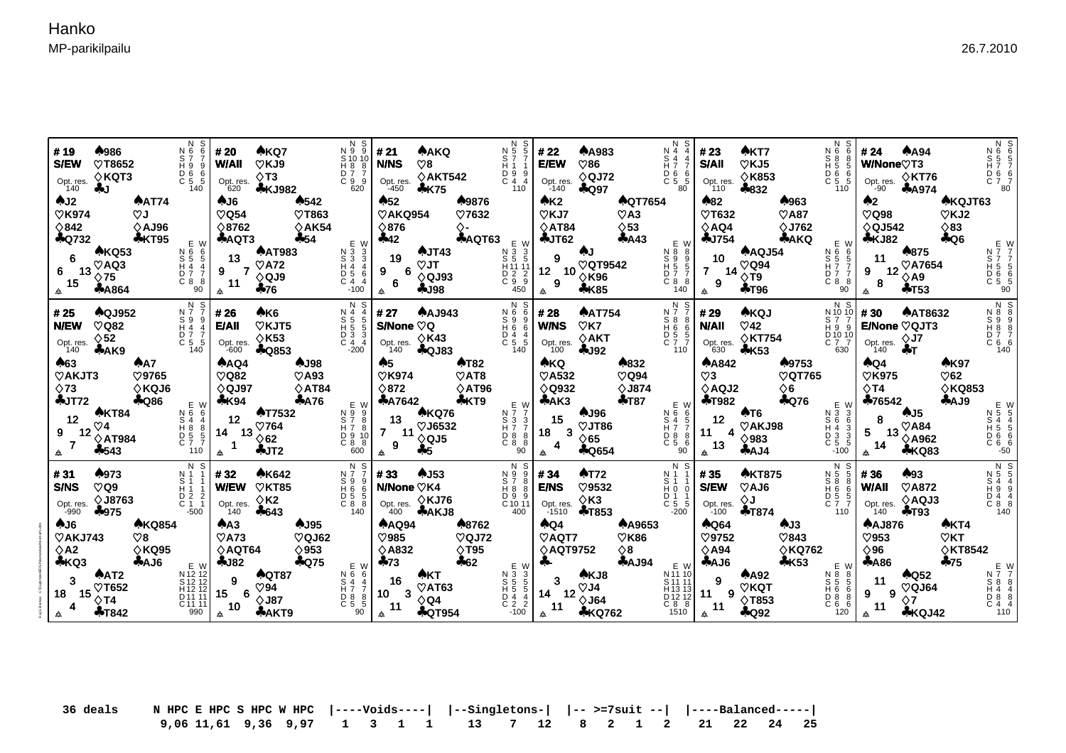# Hanko

MP-parikilpailu

26.7.2010

## # 19 S/EW — Opt. res. 140

| | |
|---|---|
| North | ♠986 ♥T8652 ♦KQT3 ♣J |
| West | ♠J2 ♥K974 ♦842 ♣Q732 |
| East | ♠AT74 ♥J ♦AJ96 ♣KT95 |
| South | ♠KQ53 ♥AQ3 ♦75 ♣A864 |

HCP: N 6, W 6, E 13, S 15

| | N | S | | E | W |
|---|---|---|---|---|---|
| N | 6 | 6 | N | 6 | 6 |
| S | 7 | 7 | S | 5 | 5 |
| H | 9 | 9 | H | 4 | 4 |
| D | 6 | 6 | D | 7 | 7 |
| C | 5 | 5 | C | 8 | 8 |
| | 140 | | | 90 | |

## # 20 W/All — Opt. res. 620

| | |
|---|---|
| North | ♠KQ7 ♥KJ9 ♦T3 ♣KJ982 |
| West | ♠J6 ♥Q54 ♦8762 ♣AQT3 |
| East | ♠542 ♥T863 ♦AK54 ♣54 |
| South | ♠AT983 ♥A72 ♦QJ9 ♣76 |

HCP: N 13, W 9, E 7, S 11

| | N | S | | E | W |
|---|---|---|---|---|---|
| N | 9 | 9 | N | 3 | 3 |
| S | 10 | 10 | S | 3 | 3 |
| H | 8 | 8 | H | 4 | 4 |
| D | 7 | 7 | D | 5 | 6 |
| C | 9 | 9 | C | 4 | 4 |
| | 620 | | | -100 | |

## # 21 N/NS — Opt. res. -450

| | |
|---|---|
| North | ♠AKQ ♥8 ♦AKT542 ♣K75 |
| West | ♠52 ♥AKQ954 ♦876 ♣42 |
| East | ♠9876 ♥7632 ♦- ♣AQT63 |
| South | ♠JT43 ♥JT ♦QJ93 ♣J98 |

HCP: N 19, W 9, E 6, S 6

| | N | S | | E | W |
|---|---|---|---|---|---|
| N | 5 | 5 | N | 3 | 3 |
| S | 7 | 7 | S | 5 | 5 |
| H | 1 | 1 | H | 11 | 11 |
| D | 9 | 9 | D | 2 | 2 |
| C | 4 | 4 | C | 9 | 9 |
| | 110 | | | 450 | |

## # 22 E/EW — Opt. res. -140

| | |
|---|---|
| North | ♠A983 ♥86 ♦QJ72 ♣Q97 |
| West | ♠K2 ♥KJ7 ♦AT84 ♣JT62 |
| East | ♠QT7654 ♥A3 ♦53 ♣A43 |
| South | ♠J ♥QT9542 ♦K96 ♣K85 |

HCP: N 9, W 12, E 10, S 9

| | N | S | | E | W |
|---|---|---|---|---|---|
| N | 4 | 4 | N | 8 | 8 |
| S | 4 | 4 | S | 9 | 9 |
| H | 7 | 7 | H | 5 | 5 |
| D | 6 | 6 | D | 7 | 7 |
| C | 5 | 5 | C | 8 | 8 |
| | 80 | | | 140 | |

## # 23 S/All — Opt. res. 110

| | |
|---|---|
| North | ♠KT7 ♥KJ5 ♦K853 ♣832 |
| West | ♠82 ♥T632 ♦AQ4 ♣J754 |
| East | ♠963 ♥A87 ♦J762 ♣AKQ |
| South | ♠AQJ54 ♥Q94 ♦T9 ♣T96 |

HCP: N 10, W 7, E 14, S 9

| | N | S | | E | W |
|---|---|---|---|---|---|
| N | 6 | 6 | N | 6 | 6 |
| S | 8 | 8 | S | 5 | 5 |
| H | 5 | 5 | H | 7 | 7 |
| D | 6 | 6 | D | 7 | 7 |
| C | 5 | 5 | C | 8 | 8 |
| | 110 | | | 90 | |

## # 24 W/None — Opt. res. -90

| | |
|---|---|
| North | ♠A94 ♥T3 ♦KT76 ♣A974 |
| West | ♠2 ♥Q98 ♦QJ542 ♣KJ82 |
| East | ♠KQJT63 ♥KJ2 ♦83 ♣Q6 |
| South | ♠875 ♥A7654 ♦A9 ♣T53 |

HCP: N 11, W 9, E 12, S 8

| | N | S | | E | W |
|---|---|---|---|---|---|
| N | 6 | 6 | N | 7 | 7 |
| S | 5 | 5 | S | 7 | 7 |
| H | 7 | 7 | H | 5 | 5 |
| D | 6 | 6 | D | 6 | 6 |
| C | 7 | 7 | C | 5 | 5 |
| | 80 | | | 90 | |

## # 25 N/EW — Opt. res. 140

| | |
|---|---|
| North | ♠QJ952 ♥Q82 ♦52 ♣AK9 |
| West | ♠63 ♥AKJT3 ♦73 ♣JT72 |
| East | ♠A7 ♥9765 ♦KQJ6 ♣Q86 |
| South | ♠KT84 ♥4 ♦AT984 ♣543 |

HCP: N 12, W 9, E 12, S 7

| | N | S | | E | W |
|---|---|---|---|---|---|
| N | 7 | 7 | N | 6 | 6 |
| S | 9 | 9 | S | 4 | 4 |
| H | 4 | 4 | H | 8 | 8 |
| D | 7 | 7 | D | 5 | 5 |
| C | 5 | 5 | C | 7 | 7 |
| | 140 | | | 110 | |

## # 26 E/All — Opt. res. -600

| | |
|---|---|
| North | ♠K6 ♥KJT5 ♦K53 ♣Q853 |
| West | ♠AQ4 ♥Q82 ♦QJ97 ♣K94 |
| East | ♠J98 ♥A93 ♦AT84 ♣A76 |
| South | ♠T7532 ♥764 ♦62 ♣JT2 |

HCP: N 12, W 14, E 13, S 1

| | N | S | | E | W |
|---|---|---|---|---|---|
| N | 4 | 4 | N | 9 | 9 |
| S | 5 | 5 | S | 7 | 8 |
| H | 5 | 5 | H | 7 | 8 |
| D | 3 | 3 | D | 9 | 10 |
| C | 4 | 4 | C | 8 | 8 |
| | -200 | | | 600 | |

## # 27 S/None — Opt. res. 140

| | |
|---|---|
| North | ♠AJ943 ♥Q ♦K43 ♣QJ83 |
| West | ♠5 ♥K974 ♦872 ♣A7642 |
| East | ♠T82 ♥AT8 ♦AT96 ♣KT9 |
| South | ♠KQ76 ♥J6532 ♦QJ5 ♣5 |

HCP: N 13, W 7, E 11, S 9

| | N | S | | E | W |
|---|---|---|---|---|---|
| N | 6 | 6 | N | 7 | 7 |
| S | 9 | 9 | S | 3 | 3 |
| H | 6 | 6 | H | 7 | 7 |
| D | 4 | 4 | D | 8 | 8 |
| C | 5 | 5 | C | 8 | 8 |
| | 140 | | | 90 | |

## # 28 W/NS — Opt. res. 100

| | |
|---|---|
| North | ♠AT754 ♥K7 ♦AKT ♣J92 |
| West | ♠KQ ♥A532 ♦Q932 ♣AK3 |
| East | ♠832 ♥Q94 ♦J874 ♣T87 |
| South | ♠J96 ♥JT86 ♦65 ♣Q654 |

HCP: N 15, W 18, E 3, S 4

| | N | S | | E | W |
|---|---|---|---|---|---|
| N | 7 | 7 | N | 6 | 6 |
| S | 8 | 8 | S | 4 | 5 |
| H | 6 | 6 | H | 7 | 7 |
| D | 5 | 5 | D | 8 | 8 |
| C | 7 | 7 | C | 5 | 6 |
| | 110 | | | 90 | |

## # 29 N/All — Opt. res. 630

| | |
|---|---|
| North | ♠KQJ ♥42 ♦KT754 ♣K53 |
| West | ♠A842 ♥3 ♦AQJ2 ♣T982 |
| East | ♠9753 ♥QT765 ♦6 ♣Q76 |
| South | ♠T6 ♥AKJ98 ♦983 ♣AJ4 |

HCP: N 12, W 11, E 4, S 13

| | N | S | | E | W |
|---|---|---|---|---|---|
| N | 10 | 10 | N | 3 | 3 |
| S | 7 | 7 | S | 6 | 6 |
| H | 9 | 9 | H | 4 | 3 |
| D | 10 | 10 | D | 3 | 3 |
| C | 7 | 7 | C | 5 | 5 |
| | 630 | | | -100 | |

## # 30 E/None — Opt. res. 140

| | |
|---|---|
| North | ♠AT8632 ♥QJT3 ♦J7 ♣T |
| West | ♠Q4 ♥K975 ♦T4 ♣76542 |
| East | ♠K97 ♥62 ♦KQ853 ♣AJ9 |
| South | ♠J5 ♥A84 ♦A962 ♣KQ83 |

HCP: N 8, W 5, E 13, S 14

| | N | S | | E | W |
|---|---|---|---|---|---|
| N | 8 | 8 | N | 5 | 5 |
| S | 9 | 9 | S | 4 | 4 |
| H | 8 | 8 | H | 5 | 5 |
| D | 7 | 7 | D | 6 | 6 |
| C | 6 | 6 | C | 6 | 6 |
| | 140 | | | -50 | |

## # 31 S/NS — Opt. res. -990

| | |
|---|---|
| North | ♠973 ♥Q9 ♦J8763 ♣975 |
| West | ♠J6 ♥AKJ743 ♦A2 ♣KQ3 |
| East | ♠KQ854 ♥8 ♦KQ95 ♣AJ6 |
| South | ♠AT2 ♥T652 ♦T4 ♣T842 |

HCP: N 3, W 18, E 15, S 4

| | N | S | | E | W |
|---|---|---|---|---|---|
| N | 1 | 1 | N | 12 | 12 |
| S | 1 | 1 | S | 12 | 12 |
| H | 1 | 1 | H | 12 | 12 |
| D | 2 | 2 | D | 11 | 11 |
| C | 1 | 1 | C | 11 | 11 |
| | -500 | | | 990 | |

## # 32 W/EW — Opt. res. 140

| | |
|---|---|
| North | ♠K642 ♥KT85 ♦K2 ♣643 |
| West | ♠A3 ♥A73 ♦AQT64 ♣J82 |
| East | ♠J95 ♥QJ62 ♦953 ♣Q75 |
| South | ♠QT87 ♥94 ♦J87 ♣AKT9 |

HCP: N 9, W 15, E 6, S 10

| | N | S | | E | W |
|---|---|---|---|---|---|
| N | 7 | 7 | N | 6 | 6 |
| S | 9 | 9 | S | 4 | 4 |
| H | 6 | 6 | H | 7 | 7 |
| D | 5 | 5 | D | 8 | 8 |
| C | 8 | 8 | C | 5 | 5 |
| | 140 | | | 90 | |

## # 33 N/None — Opt. res. 400

| | |
|---|---|
| North | ♠J53 ♥K4 ♦KJ76 ♣AKJ8 |
| West | ♠AQ94 ♥985 ♦A832 ♣73 |
| East | ♠8762 ♥QJ72 ♦T95 ♣62 |
| South | ♠KT ♥AT63 ♦Q4 ♣QT954 |

HCP: N 16, W 10, E 3, S 11

| | N | S | | E | W |
|---|---|---|---|---|---|
| N | 9 | 9 | N | 3 | 3 |
| S | 7 | 8 | S | 5 | 5 |
| H | 8 | 8 | H | 5 | 5 |
| D | 9 | 9 | D | 4 | 4 |
| C | 10 | 11 | C | 2 | 2 |
| | 400 | | | -100 | |

## # 34 E/NS — Opt. res. -1510

| | |
|---|---|
| North | ♠T72 ♥9532 ♦K3 ♣T853 |
| West | ♠Q4 ♥AQT7 ♦AQT9752 ♣- |
| East | ♠A9653 ♥K86 ♦8 ♣AJ94 |
| South | ♠KJ8 ♥J4 ♦J64 ♣KQ762 |

HCP: N 3, W 14, E 12, S 11

| | N | S | | E | W |
|---|---|---|---|---|---|
| N | 1 | 1 | N | 11 | 10 |
| S | 1 | 1 | S | 11 | 11 |
| H | 0 | 0 | H | 13 | 13 |
| D | 1 | 1 | D | 12 | 12 |
| C | 5 | 5 | C | 8 | 8 |
| | -200 | | | 1510 | |

## # 35 S/EW — Opt. res. -100

| | |
|---|---|
| North | ♠KT875 ♥AJ6 ♦J ♣T874 |
| West | ♠Q64 ♥9752 ♦A94 ♣AJ6 |
| East | ♠J3 ♥843 ♦KQ762 ♣K53 |
| South | ♠A92 ♥KQT ♦T853 ♣Q92 |

HCP: N 9, W 11, E 9, S 11

| | N | S | | E | W |
|---|---|---|---|---|---|
| N | 5 | 5 | N | 8 | 8 |
| S | 8 | 8 | S | 5 | 5 |
| H | 6 | 6 | H | 6 | 6 |
| D | 5 | 5 | D | 8 | 8 |
| C | 7 | 7 | C | 6 | 6 |
| | 110 | | | 120 | |

## # 36 W/All — Opt. res. 140

| | |
|---|---|
| North | ♠93 ♥A872 ♦AQJ3 ♣T93 |
| West | ♠AJ876 ♥953 ♦96 ♣A86 |
| East | ♠KT4 ♥KT ♦KT8542 ♣75 |
| South | ♠Q52 ♥QJ64 ♦7 ♣KQJ42 |

HCP: N 11, W 9, E 9, S 11

| | N | S | | E | W |
|---|---|---|---|---|---|
| N | 5 | 4 | N | 7 | 7 |
| S | 4 | 4 | S | 8 | 8 |
| H | 9 | 9 | H | 4 | 4 |
| D | 4 | 4 | D | 8 | 8 |
| C | 8 | 8 | C | 4 | 4 |
| | 140 | | | 110 | |

```
36 deals     N HPC E HPC S HPC W HPC  |----Voids----|  |--Singletons-|  |-- >=7suit --|  |----Balanced-----|
              9,06 11,61  9,36  9,97    1   3   1   1     13    7   12     8   2   1   2    21   22   24   25
```